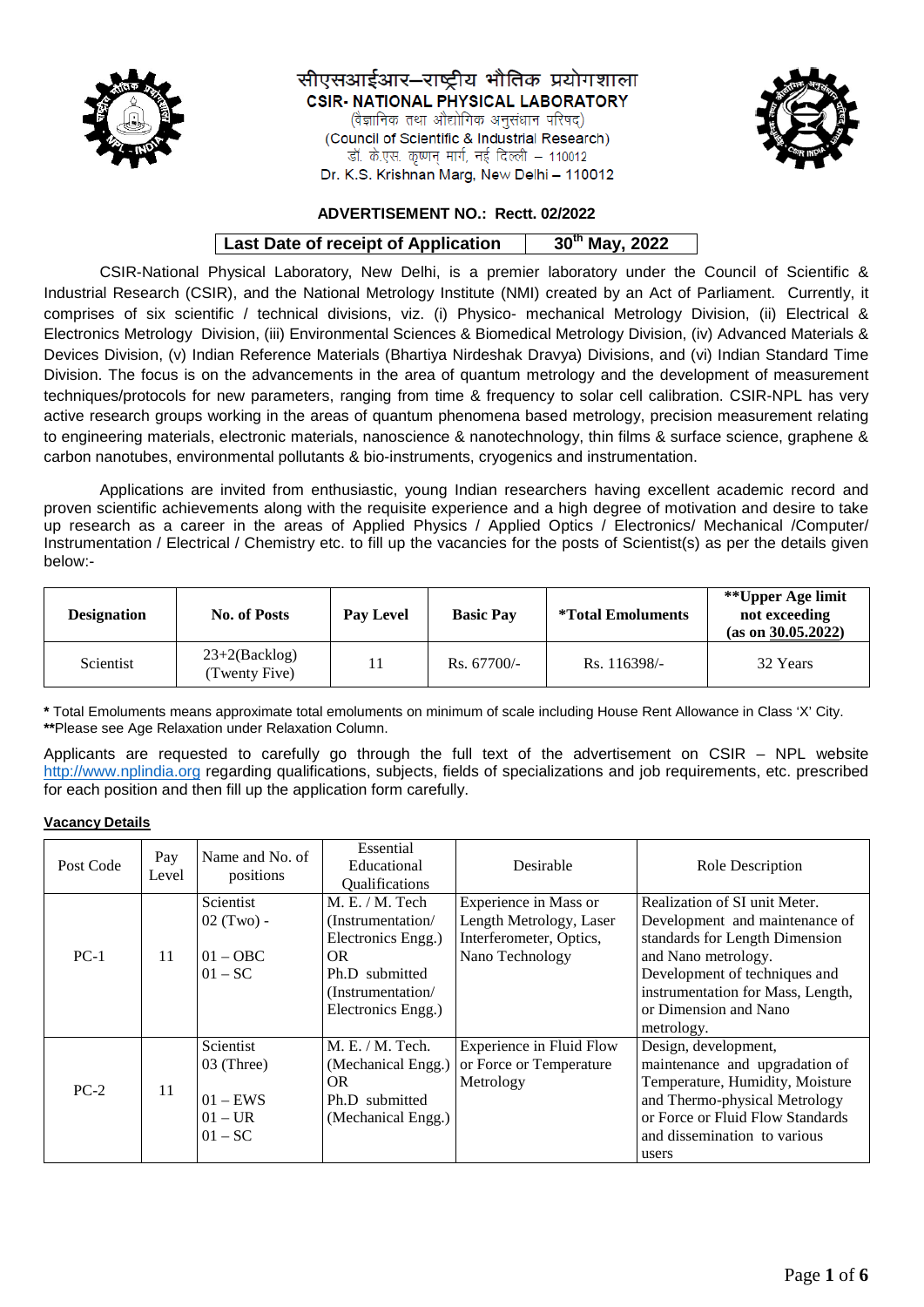सीएसआईआर–राष्ट्रीय भौतिक प्रयोगशाला

**CSIR- NATIONAL PHYSICAL LABORATORY**

(वैज्ञानिक तथा औद्योगिक अनुसंधान परिषद)

(Council of Scientific & Industrial Research)

डॉ. के.एस. कृष्णन् मार्ग, नई दिल्ली – 110012

Dr. K.S. Krishnan Marg, New Delhi – 110012

**ADVERTISEMENT NO.: Rectt. 02/2022**

| **Last Date of receipt of Application** | **30th May, 2022** |
|---|---|

CSIR-National Physical Laboratory, New Delhi, is a premier laboratory under the Council of Scientific & Industrial Research (CSIR), and the National Metrology Institute (NMI) created by an Act of Parliament. Currently, it comprises of six scientific / technical divisions, viz. (i) Physico- mechanical Metrology Division, (ii) Electrical & Electronics Metrology Division, (iii) Environmental Sciences & Biomedical Metrology Division, (iv) Advanced Materials & Devices Division, (v) Indian Reference Materials (Bhartiya Nirdeshak Dravya) Divisions, and (vi) Indian Standard Time Division. The focus is on the advancements in the area of quantum metrology and the development of measurement techniques/protocols for new parameters, ranging from time & frequency to solar cell calibration. CSIR-NPL has very active research groups working in the areas of quantum phenomena based metrology, precision measurement relating to engineering materials, electronic materials, nanoscience & nanotechnology, thin films & surface science, graphene & carbon nanotubes, environmental pollutants & bio-instruments, cryogenics and instrumentation.

Applications are invited from enthusiastic, young Indian researchers having excellent academic record and proven scientific achievements along with the requisite experience and a high degree of motivation and desire to take up research as a career in the areas of Applied Physics / Applied Optics / Electronics/ Mechanical /Computer/ Instrumentation / Electrical / Chemistry etc. to fill up the vacancies for the posts of Scientist(s) as per the details given below:-

| Designation | No. of Posts | Pay Level | Basic Pay | *Total Emoluments | **Upper Age limit not exceeding (as on 30.05.2022) |
|---|---|---|---|---|---|
| Scientist | 23+2(Backlog) (Twenty Five) | 11 | Rs. 67700/- | Rs. 116398/- | 32 Years |

**\*** Total Emoluments means approximate total emoluments on minimum of scale including House Rent Allowance in Class 'X' City.
**\*\***Please see Age Relaxation under Relaxation Column.

Applicants are requested to carefully go through the full text of the advertisement on CSIR – NPL website http://www.nplindia.org regarding qualifications, subjects, fields of specializations and job requirements, etc. prescribed for each position and then fill up the application form carefully.

**Vacancy Details**

| Post Code | Pay Level | Name and No. of positions | Essential Educational Qualifications | Desirable | Role Description |
|---|---|---|---|---|---|
| PC-1 | 11 | Scientist 02 (Two) - 01 – OBC 01 – SC | M. E. / M. Tech (Instrumentation/ Electronics Engg.) OR Ph.D submitted (Instrumentation/ Electronics Engg.) | Experience in Mass or Length Metrology, Laser Interferometer, Optics, Nano Technology | Realization of SI unit Meter. Development and maintenance of standards for Length Dimension and Nano metrology. Development of techniques and instrumentation for Mass, Length, or Dimension and Nano metrology. |
| PC-2 | 11 | Scientist 03 (Three) 01 – EWS 01 – UR 01 – SC | M. E. / M. Tech. (Mechanical Engg.) OR Ph.D submitted (Mechanical Engg.) | Experience in Fluid Flow or Force or Temperature Metrology | Design, development, maintenance and upgradation of Temperature, Humidity, Moisture and Thermo-physical Metrology or Force or Fluid Flow Standards and dissemination to various users |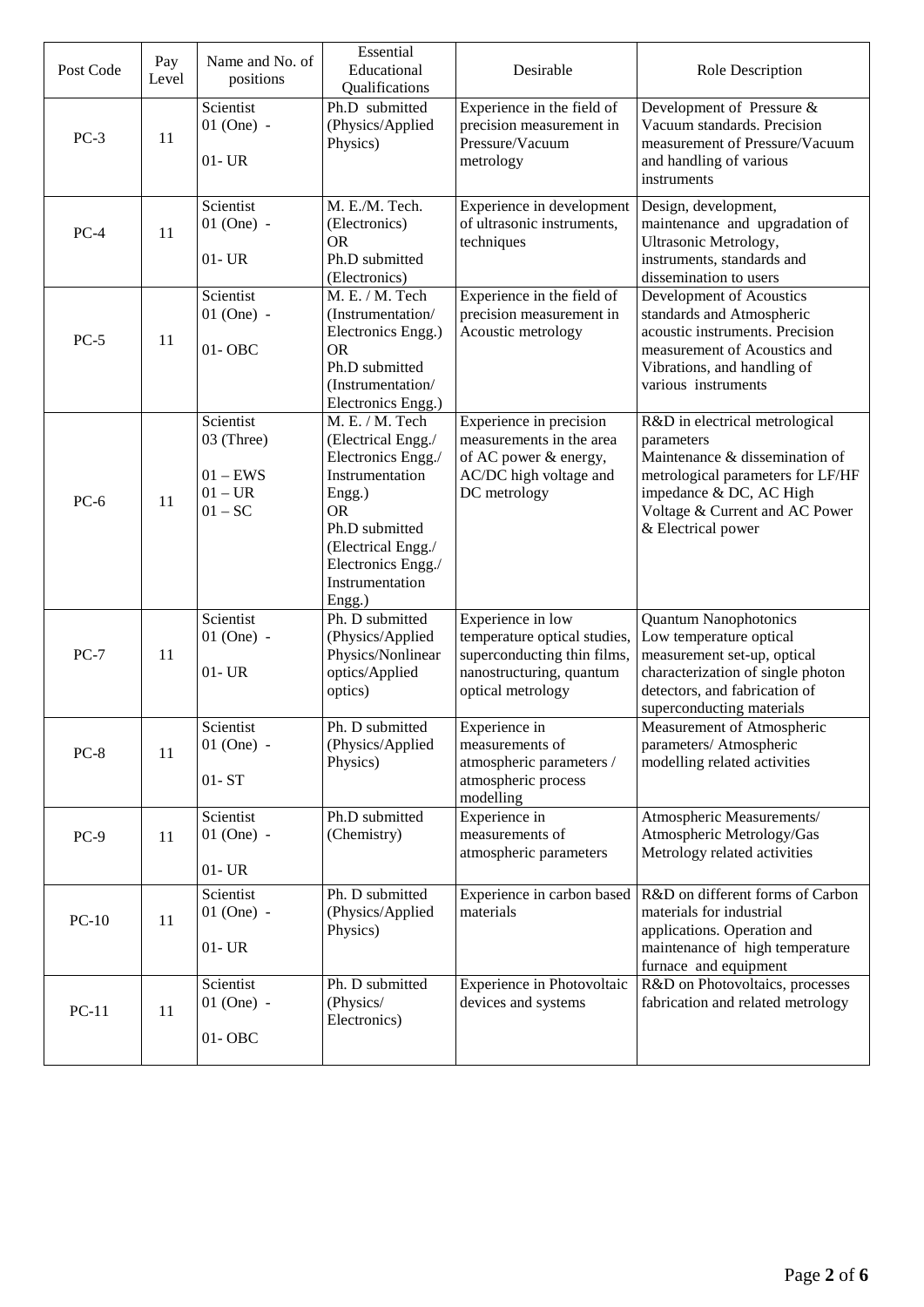| Post Code | Pay Level | Name and No. of positions | Essential Educational Qualifications | Desirable | Role Description |
|---|---|---|---|---|---|
| PC-3 | 11 | Scientist 01 (One) - 01- UR | Ph.D submitted (Physics/Applied Physics) | Experience in the field of precision measurement in Pressure/Vacuum metrology | Development of Pressure & Vacuum standards. Precision measurement of Pressure/Vacuum and handling of various instruments |
| PC-4 | 11 | Scientist 01 (One) - 01- UR | M. E./M. Tech. (Electronics) OR Ph.D submitted (Electronics) | Experience in development of ultrasonic instruments, techniques | Design, development, maintenance and upgradation of Ultrasonic Metrology, instruments, standards and dissemination to users |
| PC-5 | 11 | Scientist 01 (One) - 01- OBC | M. E. / M. Tech (Instrumentation/ Electronics Engg.) OR Ph.D submitted (Instrumentation/ Electronics Engg.) | Experience in the field of precision measurement in Acoustic metrology | Development of Acoustics standards and Atmospheric acoustic instruments. Precision measurement of Acoustics and Vibrations, and handling of various instruments |
| PC-6 | 11 | Scientist 03 (Three) 01 – EWS 01 – UR 01 – SC | M. E. / M. Tech (Electrical Engg./ Electronics Engg./ Instrumentation Engg.) OR Ph.D submitted (Electrical Engg./ Electronics Engg./ Instrumentation Engg.) | Experience in precision measurements in the area of AC power & energy, AC/DC high voltage and DC metrology | R&D in electrical metrological parameters Maintenance & dissemination of metrological parameters for LF/HF impedance & DC, AC High Voltage & Current and AC Power & Electrical power |
| PC-7 | 11 | Scientist 01 (One) - 01- UR | Ph. D submitted (Physics/Applied Physics/Nonlinear optics/Applied optics) | Experience in low temperature optical studies, superconducting thin films, nanostructuring, quantum optical metrology | Quantum Nanophotonics Low temperature optical measurement set-up, optical characterization of single photon detectors, and fabrication of superconducting materials |
| PC-8 | 11 | Scientist 01 (One) - 01- ST | Ph. D submitted (Physics/Applied Physics) | Experience in measurements of atmospheric parameters / atmospheric process modelling | Measurement of Atmospheric parameters/ Atmospheric modelling related activities |
| PC-9 | 11 | Scientist 01 (One) - 01- UR | Ph.D submitted (Chemistry) | Experience in measurements of atmospheric parameters | Atmospheric Measurements/ Atmospheric Metrology/Gas Metrology related activities |
| PC-10 | 11 | Scientist 01 (One) - 01- UR | Ph. D submitted (Physics/Applied Physics) | Experience in carbon based materials | R&D on different forms of Carbon materials for industrial applications. Operation and maintenance of high temperature furnace and equipment |
| PC-11 | 11 | Scientist 01 (One) - 01- OBC | Ph. D submitted (Physics/ Electronics) | Experience in Photovoltaic devices and systems | R&D on Photovoltaics, processes fabrication and related metrology |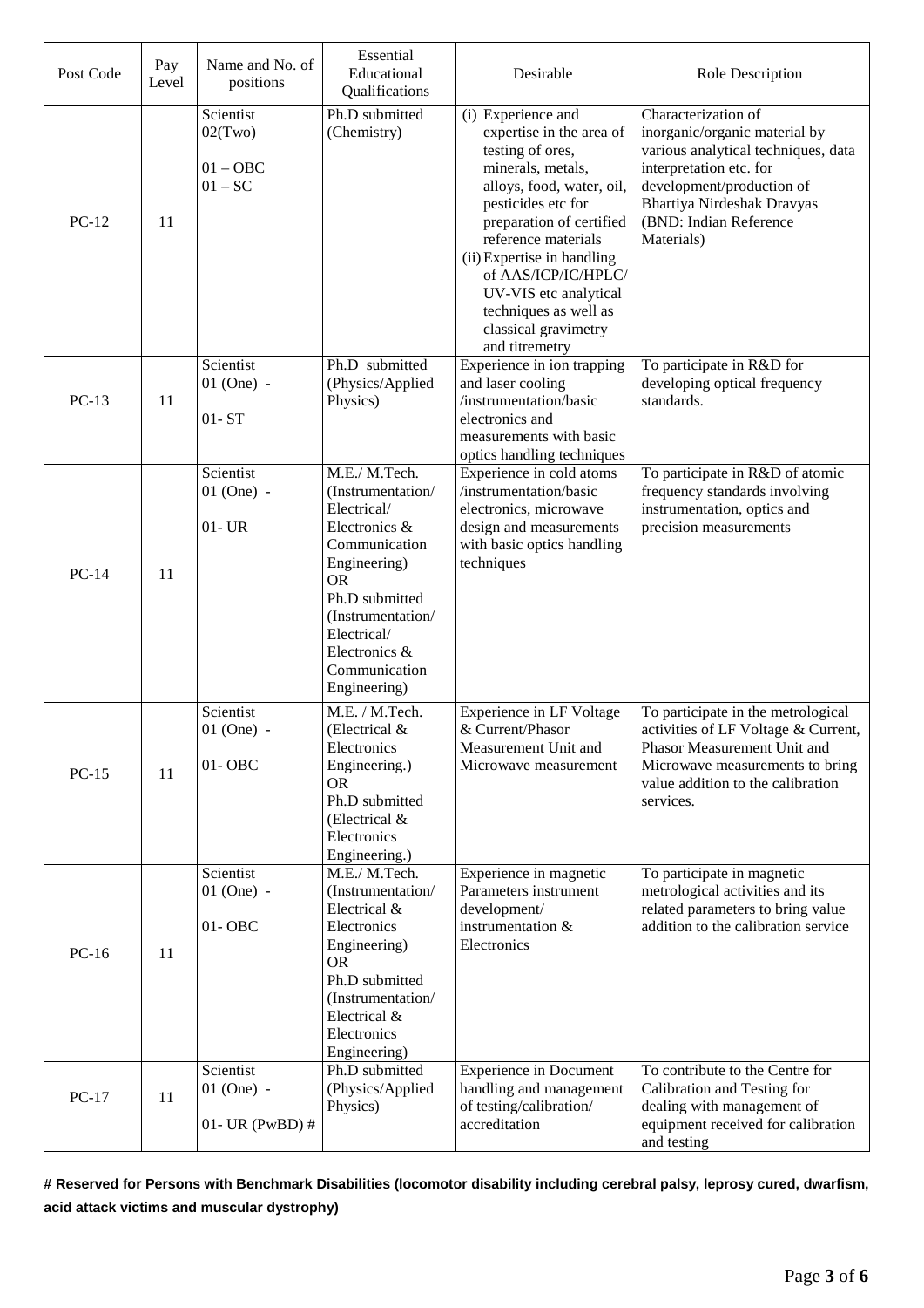| Post Code | Pay Level | Name and No. of positions | Essential Educational Qualifications | Desirable | Role Description |
|---|---|---|---|---|---|
| PC-12 | 11 | Scientist 02(Two)<br>01 – OBC<br>01 – SC | Ph.D submitted (Chemistry) | (i) Experience and expertise in the area of testing of ores, minerals, metals, alloys, food, water, oil, pesticides etc for preparation of certified reference materials<br>(ii) Expertise in handling of AAS/ICP/IC/HPLC/ UV-VIS etc analytical techniques as well as classical gravimetry and titremetry | Characterization of inorganic/organic material by various analytical techniques, data interpretation etc. for development/production of Bhartiya Nirdeshak Dravyas (BND: Indian Reference Materials) |
| PC-13 | 11 | Scientist 01 (One) -<br>01- ST | Ph.D submitted (Physics/Applied Physics) | Experience in ion trapping and laser cooling /instrumentation/basic electronics and measurements with basic optics handling techniques | To participate in R&D for developing optical frequency standards. |
| PC-14 | 11 | Scientist 01 (One) -<br>01- UR | M.E./ M.Tech. (Instrumentation/ Electrical/ Electronics & Communication Engineering)<br>OR<br>Ph.D submitted (Instrumentation/ Electrical/ Electronics & Communication Engineering) | Experience in cold atoms /instrumentation/basic electronics, microwave design and measurements with basic optics handling techniques | To participate in R&D of atomic frequency standards involving instrumentation, optics and precision measurements |
| PC-15 | 11 | Scientist 01 (One) -<br>01- OBC | M.E. / M.Tech. (Electrical & Electronics Engineering.)<br>OR<br>Ph.D submitted (Electrical & Electronics Engineering.) | Experience in LF Voltage & Current/Phasor Measurement Unit and Microwave measurement | To participate in the metrological activities of LF Voltage & Current, Phasor Measurement Unit and Microwave measurements to bring value addition to the calibration services. |
| PC-16 | 11 | Scientist 01 (One) -<br>01- OBC | M.E./ M.Tech. (Instrumentation/ Electrical & Electronics Engineering)<br>OR<br>Ph.D submitted (Instrumentation/ Electrical & Electronics Engineering) | Experience in magnetic Parameters instrument development/ instrumentation & Electronics | To participate in magnetic metrological activities and its related parameters to bring value addition to the calibration service |
| PC-17 | 11 | Scientist 01 (One) -<br>01- UR (PwBD) # | Ph.D submitted (Physics/Applied Physics) | Experience in Document handling and management of testing/calibration/ accreditation | To contribute to the Centre for Calibration and Testing for dealing with management of equipment received for calibration and testing |

**# Reserved for Persons with Benchmark Disabilities (locomotor disability including cerebral palsy, leprosy cured, dwarfism, acid attack victims and muscular dystrophy)**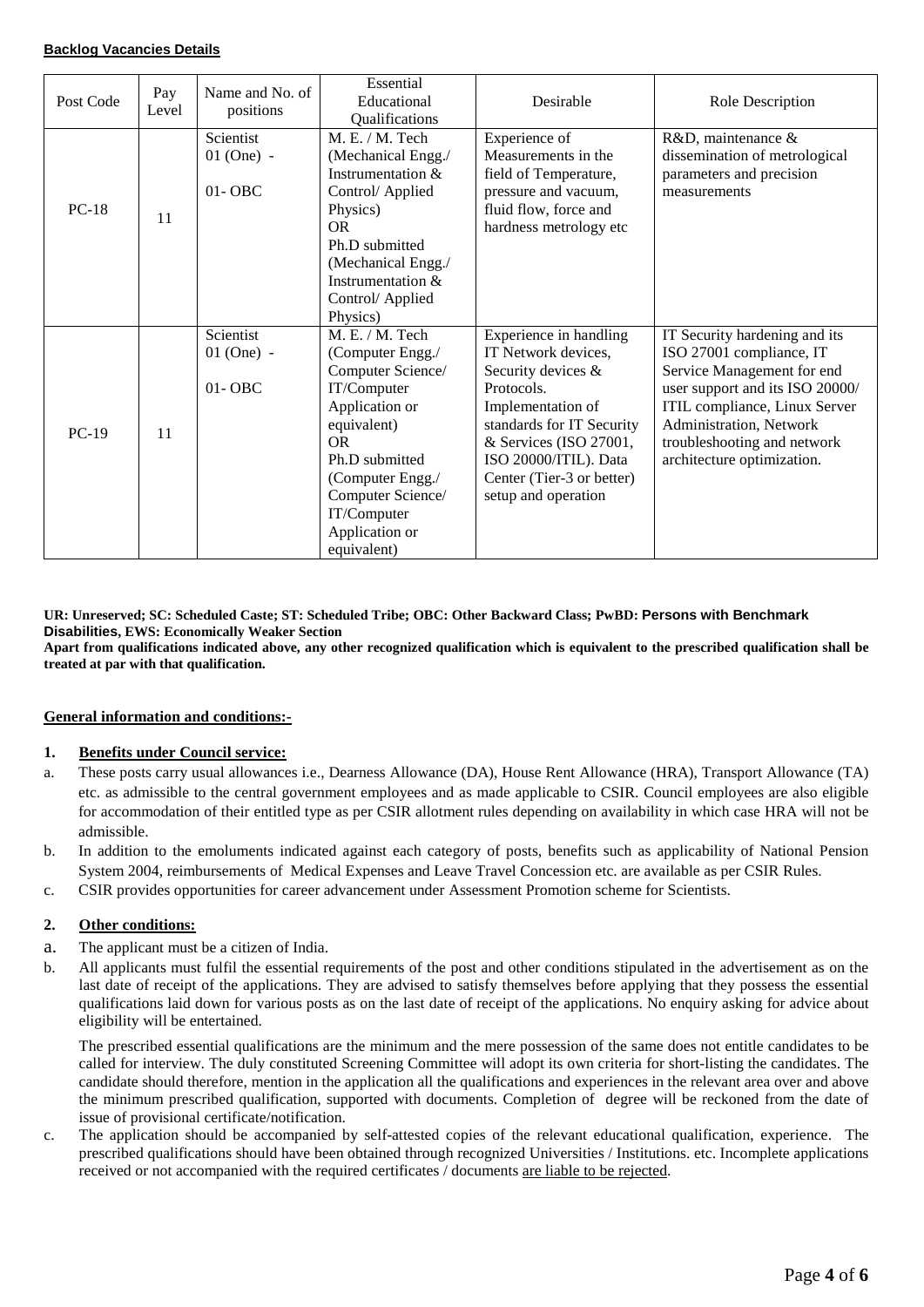**Backlog Vacancies Details**

| Post Code | Pay Level | Name and No. of positions | Essential Educational Qualifications | Desirable | Role Description |
|---|---|---|---|---|---|
| PC-18 | 11 | Scientist 01 (One) - 01- OBC | M. E. / M. Tech (Mechanical Engg./ Instrumentation & Control/ Applied Physics) OR Ph.D submitted (Mechanical Engg./ Instrumentation & Control/ Applied Physics) | Experience of Measurements in the field of Temperature, pressure and vacuum, fluid flow, force and hardness metrology etc | R&D, maintenance & dissemination of metrological parameters and precision measurements |
| PC-19 | 11 | Scientist 01 (One) - 01- OBC | M. E. / M. Tech (Computer Engg./ Computer Science/ IT/Computer Application or equivalent) OR Ph.D submitted (Computer Engg./ Computer Science/ IT/Computer Application or equivalent) | Experience in handling IT Network devices, Security devices & Protocols. Implementation of standards for IT Security & Services (ISO 27001, ISO 20000/ITIL). Data Center (Tier-3 or better) setup and operation | IT Security hardening and its ISO 27001 compliance, IT Service Management for end user support and its ISO 20000/ ITIL compliance, Linux Server Administration, Network troubleshooting and network architecture optimization. |

**UR: Unreserved; SC: Scheduled Caste; ST: Scheduled Tribe; OBC: Other Backward Class; PwBD: Persons with Benchmark Disabilities, EWS: Economically Weaker Section**

**Apart from qualifications indicated above, any other recognized qualification which is equivalent to the prescribed qualification shall be treated at par with that qualification.**

**General information and conditions:-**

**1. Benefits under Council service:**

a. These posts carry usual allowances i.e., Dearness Allowance (DA), House Rent Allowance (HRA), Transport Allowance (TA) etc. as admissible to the central government employees and as made applicable to CSIR. Council employees are also eligible for accommodation of their entitled type as per CSIR allotment rules depending on availability in which case HRA will not be admissible.

b. In addition to the emoluments indicated against each category of posts, benefits such as applicability of National Pension System 2004, reimbursements of Medical Expenses and Leave Travel Concession etc. are available as per CSIR Rules.

c. CSIR provides opportunities for career advancement under Assessment Promotion scheme for Scientists.

**2. Other conditions:**

a. The applicant must be a citizen of India.

b. All applicants must fulfil the essential requirements of the post and other conditions stipulated in the advertisement as on the last date of receipt of the applications. They are advised to satisfy themselves before applying that they possess the essential qualifications laid down for various posts as on the last date of receipt of the applications. No enquiry asking for advice about eligibility will be entertained.

The prescribed essential qualifications are the minimum and the mere possession of the same does not entitle candidates to be called for interview. The duly constituted Screening Committee will adopt its own criteria for short-listing the candidates. The candidate should therefore, mention in the application all the qualifications and experiences in the relevant area over and above the minimum prescribed qualification, supported with documents. Completion of degree will be reckoned from the date of issue of provisional certificate/notification.

c. The application should be accompanied by self-attested copies of the relevant educational qualification, experience. The prescribed qualifications should have been obtained through recognized Universities / Institutions. etc. Incomplete applications received or not accompanied with the required certificates / documents are liable to be rejected.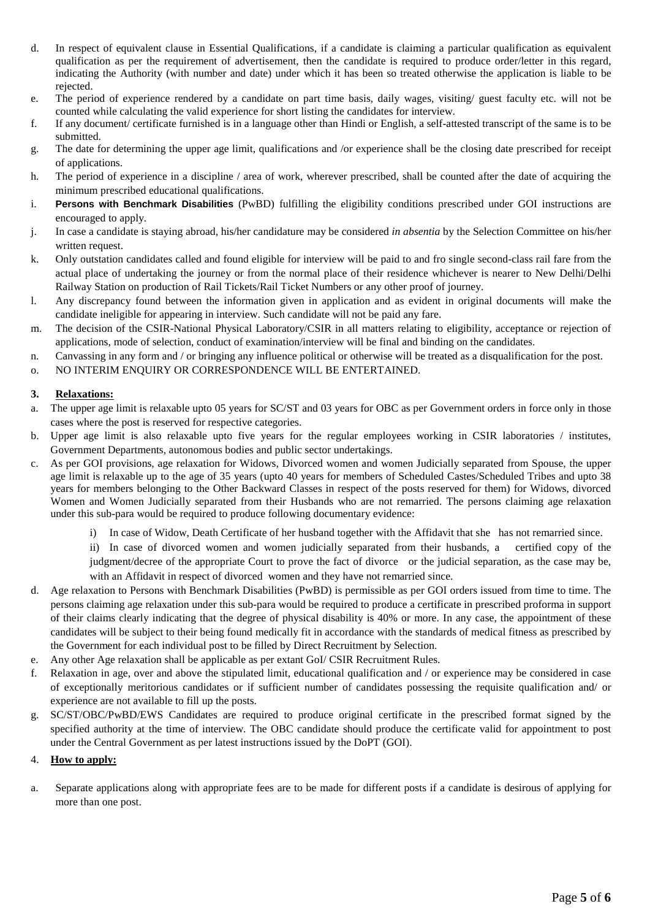d. In respect of equivalent clause in Essential Qualifications, if a candidate is claiming a particular qualification as equivalent qualification as per the requirement of advertisement, then the candidate is required to produce order/letter in this regard, indicating the Authority (with number and date) under which it has been so treated otherwise the application is liable to be rejected.

e. The period of experience rendered by a candidate on part time basis, daily wages, visiting/ guest faculty etc. will not be counted while calculating the valid experience for short listing the candidates for interview.

f. If any document/ certificate furnished is in a language other than Hindi or English, a self-attested transcript of the same is to be submitted.

g. The date for determining the upper age limit, qualifications and /or experience shall be the closing date prescribed for receipt of applications.

h. The period of experience in a discipline / area of work, wherever prescribed, shall be counted after the date of acquiring the minimum prescribed educational qualifications.

i. **Persons with Benchmark Disabilities** (PwBD) fulfilling the eligibility conditions prescribed under GOI instructions are encouraged to apply.

j. In case a candidate is staying abroad, his/her candidature may be considered *in absentia* by the Selection Committee on his/her written request.

k. Only outstation candidates called and found eligible for interview will be paid to and fro single second-class rail fare from the actual place of undertaking the journey or from the normal place of their residence whichever is nearer to New Delhi/Delhi Railway Station on production of Rail Tickets/Rail Ticket Numbers or any other proof of journey.

l. Any discrepancy found between the information given in application and as evident in original documents will make the candidate ineligible for appearing in interview. Such candidate will not be paid any fare.

m. The decision of the CSIR-National Physical Laboratory/CSIR in all matters relating to eligibility, acceptance or rejection of applications, mode of selection, conduct of examination/interview will be final and binding on the candidates.

n. Canvassing in any form and / or bringing any influence political or otherwise will be treated as a disqualification for the post.

o. NO INTERIM ENQUIRY OR CORRESPONDENCE WILL BE ENTERTAINED.

## 3. Relaxations:

a. The upper age limit is relaxable upto 05 years for SC/ST and 03 years for OBC as per Government orders in force only in those cases where the post is reserved for respective categories.

b. Upper age limit is also relaxable upto five years for the regular employees working in CSIR laboratories / institutes, Government Departments, autonomous bodies and public sector undertakings.

c. As per GOI provisions, age relaxation for Widows, Divorced women and women Judicially separated from Spouse, the upper age limit is relaxable up to the age of 35 years (upto 40 years for members of Scheduled Castes/Scheduled Tribes and upto 38 years for members belonging to the Other Backward Classes in respect of the posts reserved for them) for Widows, divorced Women and Women Judicially separated from their Husbands who are not remarried. The persons claiming age relaxation under this sub-para would be required to produce following documentary evidence:

   i) In case of Widow, Death Certificate of her husband together with the Affidavit that she has not remarried since.

   ii) In case of divorced women and women judicially separated from their husbands, a certified copy of the judgment/decree of the appropriate Court to prove the fact of divorce or the judicial separation, as the case may be, with an Affidavit in respect of divorced women and they have not remarried since.

d. Age relaxation to Persons with Benchmark Disabilities (PwBD) is permissible as per GOI orders issued from time to time. The persons claiming age relaxation under this sub-para would be required to produce a certificate in prescribed proforma in support of their claims clearly indicating that the degree of physical disability is 40% or more. In any case, the appointment of these candidates will be subject to their being found medically fit in accordance with the standards of medical fitness as prescribed by the Government for each individual post to be filled by Direct Recruitment by Selection.

e. Any other Age relaxation shall be applicable as per extant GoI/ CSIR Recruitment Rules.

f. Relaxation in age, over and above the stipulated limit, educational qualification and / or experience may be considered in case of exceptionally meritorious candidates or if sufficient number of candidates possessing the requisite qualification and/ or experience are not available to fill up the posts.

g. SC/ST/OBC/PwBD/EWS Candidates are required to produce original certificate in the prescribed format signed by the specified authority at the time of interview. The OBC candidate should produce the certificate valid for appointment to post under the Central Government as per latest instructions issued by the DoPT (GOI).

## 4. How to apply:

a. Separate applications along with appropriate fees are to be made for different posts if a candidate is desirous of applying for more than one post.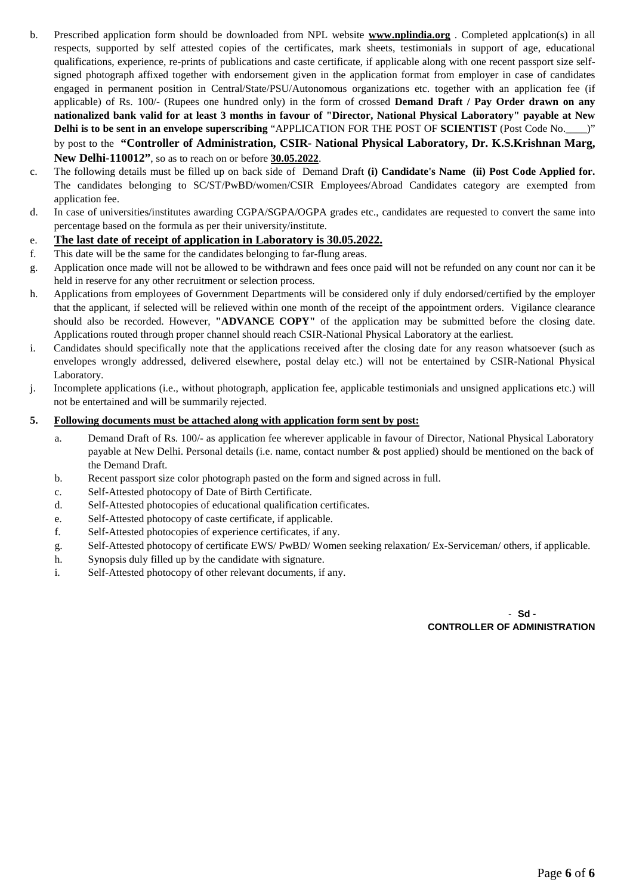b. Prescribed application form should be downloaded from NPL website **www.nplindia.org** . Completed applcation(s) in all respects, supported by self attested copies of the certificates, mark sheets, testimonials in support of age, educational qualifications, experience, re-prints of publications and caste certificate, if applicable along with one recent passport size self-signed photograph affixed together with endorsement given in the application format from employer in case of candidates engaged in permanent position in Central/State/PSU/Autonomous organizations etc. together with an application fee (if applicable) of Rs. 100/- (Rupees one hundred only) in the form of crossed **Demand Draft / Pay Order drawn on any nationalized bank valid for at least 3 months in favour of "Director, National Physical Laboratory" payable at New Delhi is to be sent in an envelope superscribing** "APPLICATION FOR THE POST OF **SCIENTIST** (Post Code No.____)" by post to the **"Controller of Administration, CSIR- National Physical Laboratory, Dr. K.S.Krishnan Marg, New Delhi-110012"**, so as to reach on or before **30.05.2022**.

c. The following details must be filled up on back side of Demand Draft **(i) Candidate's Name (ii) Post Code Applied for.** The candidates belonging to SC/ST/PwBD/women/CSIR Employees/Abroad Candidates category are exempted from application fee.

d. In case of universities/institutes awarding CGPA/SGPA/OGPA grades etc., candidates are requested to convert the same into percentage based on the formula as per their university/institute.

e. **The last date of receipt of application in Laboratory is 30.05.2022.**

f. This date will be the same for the candidates belonging to far-flung areas.

g. Application once made will not be allowed to be withdrawn and fees once paid will not be refunded on any count nor can it be held in reserve for any other recruitment or selection process.

h. Applications from employees of Government Departments will be considered only if duly endorsed/certified by the employer that the applicant, if selected will be relieved within one month of the receipt of the appointment orders. Vigilance clearance should also be recorded. However, **"ADVANCE COPY"** of the application may be submitted before the closing date. Applications routed through proper channel should reach CSIR-National Physical Laboratory at the earliest.

i. Candidates should specifically note that the applications received after the closing date for any reason whatsoever (such as envelopes wrongly addressed, delivered elsewhere, postal delay etc.) will not be entertained by CSIR-National Physical Laboratory.

j. Incomplete applications (i.e., without photograph, application fee, applicable testimonials and unsigned applications etc.) will not be entertained and will be summarily rejected.

**5. Following documents must be attached along with application form sent by post:**

a. Demand Draft of Rs. 100/- as application fee wherever applicable in favour of Director, National Physical Laboratory payable at New Delhi. Personal details (i.e. name, contact number & post applied) should be mentioned on the back of the Demand Draft.

b. Recent passport size color photograph pasted on the form and signed across in full.

c. Self-Attested photocopy of Date of Birth Certificate.

d. Self-Attested photocopies of educational qualification certificates.

e. Self-Attested photocopy of caste certificate, if applicable.

f. Self-Attested photocopies of experience certificates, if any.

g. Self-Attested photocopy of certificate EWS/ PwBD/ Women seeking relaxation/ Ex-Serviceman/ others, if applicable.

h. Synopsis duly filled up by the candidate with signature.

i. Self-Attested photocopy of other relevant documents, if any.

\- **Sd -**

**CONTROLLER OF ADMINISTRATION**